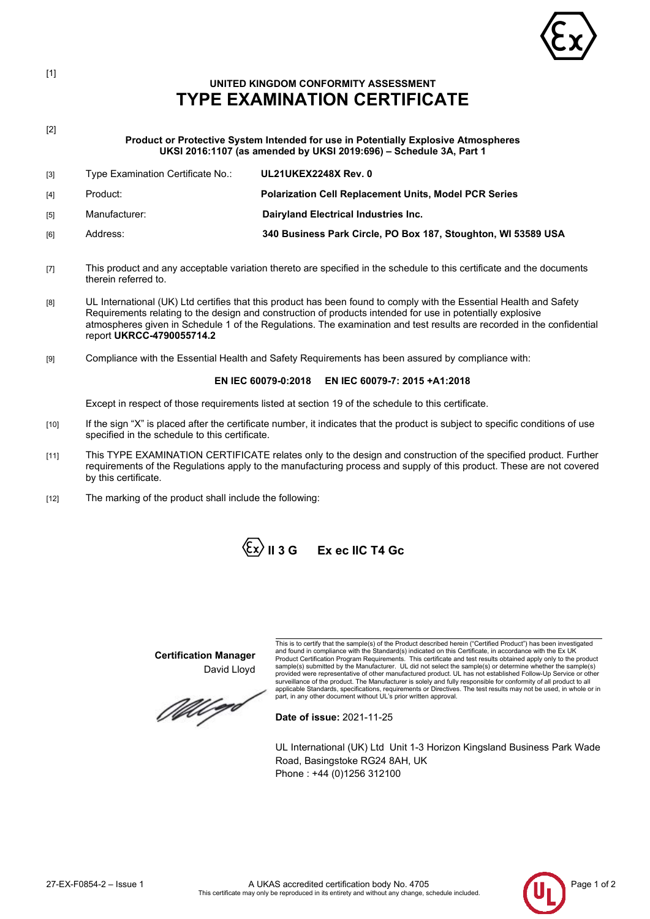[1]

## UNITED KINGDOM CONFORMITY ASSESSMENT

# TYPE EXAMINATION CERTIFICATE

[2]

**Product or Protective System Intended for use in Potentially Explosive Atmospheres**
**UKSI 2016:1107 (as amended by UKSI 2019:696) – Schedule 3A, Part 1**

| | | |
|---|---|---|
| [3] | Type Examination Certificate No.: | **UL21UKEX2248X Rev. 0** |
| [4] | Product: | **Polarization Cell Replacement Units, Model PCR Series** |
| [5] | Manufacturer: | **Dairyland Electrical Industries Inc.** |
| [6] | Address: | **340 Business Park Circle, PO Box 187, Stoughton, WI 53589 USA** |

[7] This product and any acceptable variation thereto are specified in the schedule to this certificate and the documents therein referred to.

[8] UL International (UK) Ltd certifies that this product has been found to comply with the Essential Health and Safety Requirements relating to the design and construction of products intended for use in potentially explosive atmospheres given in Schedule 1 of the Regulations. The examination and test results are recorded in the confidential report **UKRCC-4790055714.2**

[9] Compliance with the Essential Health and Safety Requirements has been assured by compliance with:

**EN IEC 60079-0:2018 EN IEC 60079-7: 2015 +A1:2018**

Except in respect of those requirements listed at section 19 of the schedule to this certificate.

[10] If the sign "X" is placed after the certificate number, it indicates that the product is subject to specific conditions of use specified in the schedule to this certificate.

[11] This TYPE EXAMINATION CERTIFICATE relates only to the design and construction of the specified product. Further requirements of the Regulations apply to the manufacturing process and supply of this product. These are not covered by this certificate.

[12] The marking of the product shall include the following:

**Ex II 3 G Ex ec IIC T4 Gc**

**Certification Manager**
David Lloyd

This is to certify that the sample(s) of the Product described herein ("Certified Product") has been investigated and found in compliance with the Standard(s) indicated on this Certificate, in accordance with the Ex UK Product Certification Program Requirements. This certificate and test results obtained apply only to the product sample(s) submitted by the Manufacturer. UL did not select the sample(s) or determine whether the sample(s) provided were representative of other manufactured product. UL has not established Follow-Up Service or other surveillance of the product. The Manufacturer is solely and fully responsible for conformity of all product to all applicable Standards, specifications, requirements or Directives. The test results may not be used, in whole or in part, in any other document without UL's prior written approval.

**Date of issue:** 2021-11-25

UL International (UK) Ltd Unit 1-3 Horizon Kingsland Business Park Wade Road, Basingstoke RG24 8AH, UK
Phone : +44 (0)1256 312100

27-EX-F0854-2 – Issue 1

A UKAS accredited certification body No. 4705
This certificate may only be reproduced in its entirety and without any change, schedule included.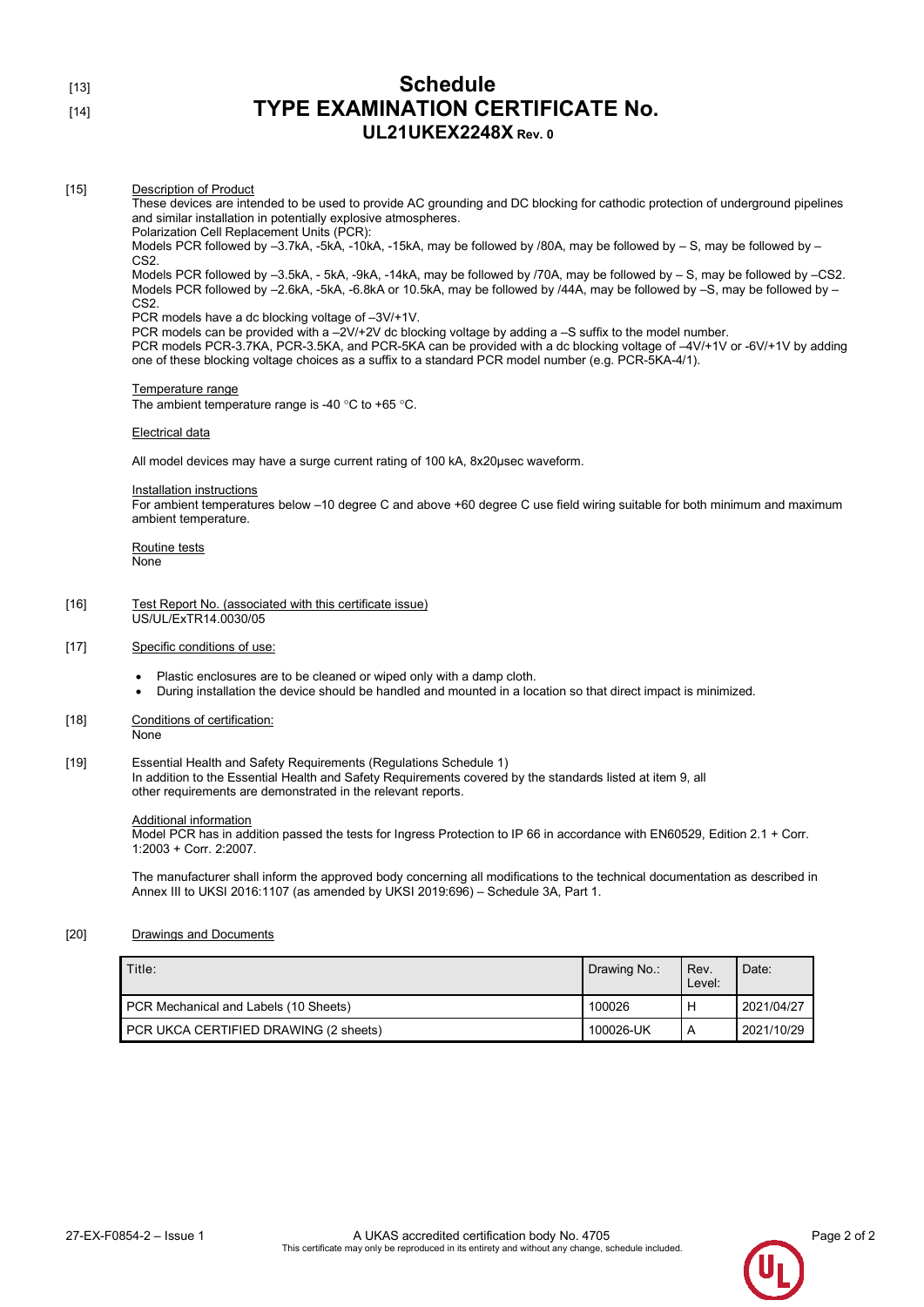[13]
# Schedule
[14]
# TYPE EXAMINATION CERTIFICATE No.
## UL21UKEX2248X Rev. 0

[15] Description of Product

These devices are intended to be used to provide AC grounding and DC blocking for cathodic protection of underground pipelines and similar installation in potentially explosive atmospheres.

Polarization Cell Replacement Units (PCR):

Models PCR followed by –3.7kA, -5kA, -10kA, -15kA, may be followed by /80A, may be followed by – S, may be followed by –CS2.

Models PCR followed by –3.5kA, - 5kA, -9kA, -14kA, may be followed by /70A, may be followed by – S, may be followed by –CS2.

Models PCR followed by –2.6kA, -5kA, -6.8kA or 10.5kA, may be followed by /44A, may be followed by –S, may be followed by –CS2.

PCR models have a dc blocking voltage of –3V/+1V.

PCR models can be provided with a –2V/+2V dc blocking voltage by adding a –S suffix to the model number.

PCR models PCR-3.7KA, PCR-3.5KA, and PCR-5KA can be provided with a dc blocking voltage of –4V/+1V or -6V/+1V by adding one of these blocking voltage choices as a suffix to a standard PCR model number (e.g. PCR-5KA-4/1).

Temperature range

The ambient temperature range is -40 °C to +65 °C.

Electrical data

All model devices may have a surge current rating of 100 kA, 8x20µsec waveform.

Installation instructions

For ambient temperatures below –10 degree C and above +60 degree C use field wiring suitable for both minimum and maximum ambient temperature.

Routine tests

None

[16] Test Report No. (associated with this certificate issue)

US/UL/ExTR14.0030/05

[17] Specific conditions of use:

- Plastic enclosures are to be cleaned or wiped only with a damp cloth.
- During installation the device should be handled and mounted in a location so that direct impact is minimized.

[18] Conditions of certification:

None

[19] Essential Health and Safety Requirements (Regulations Schedule 1)

In addition to the Essential Health and Safety Requirements covered by the standards listed at item 9, all other requirements are demonstrated in the relevant reports.

Additional information

Model PCR has in addition passed the tests for Ingress Protection to IP 66 in accordance with EN60529, Edition 2.1 + Corr. 1:2003 + Corr. 2:2007.

The manufacturer shall inform the approved body concerning all modifications to the technical documentation as described in Annex III to UKSI 2016:1107 (as amended by UKSI 2019:696) – Schedule 3A, Part 1.

[20] Drawings and Documents

| Title: | Drawing No.: | Rev. Level: | Date: |
|---|---|---|---|
| PCR Mechanical and Labels (10 Sheets) | 100026 | H | 2021/04/27 |
| PCR UKCA CERTIFIED DRAWING (2 sheets) | 100026-UK | A | 2021/10/29 |

27-EX-F0854-2 – Issue 1

A UKAS accredited certification body No. 4705

This certificate may only be reproduced in its entirety and without any change, schedule included.